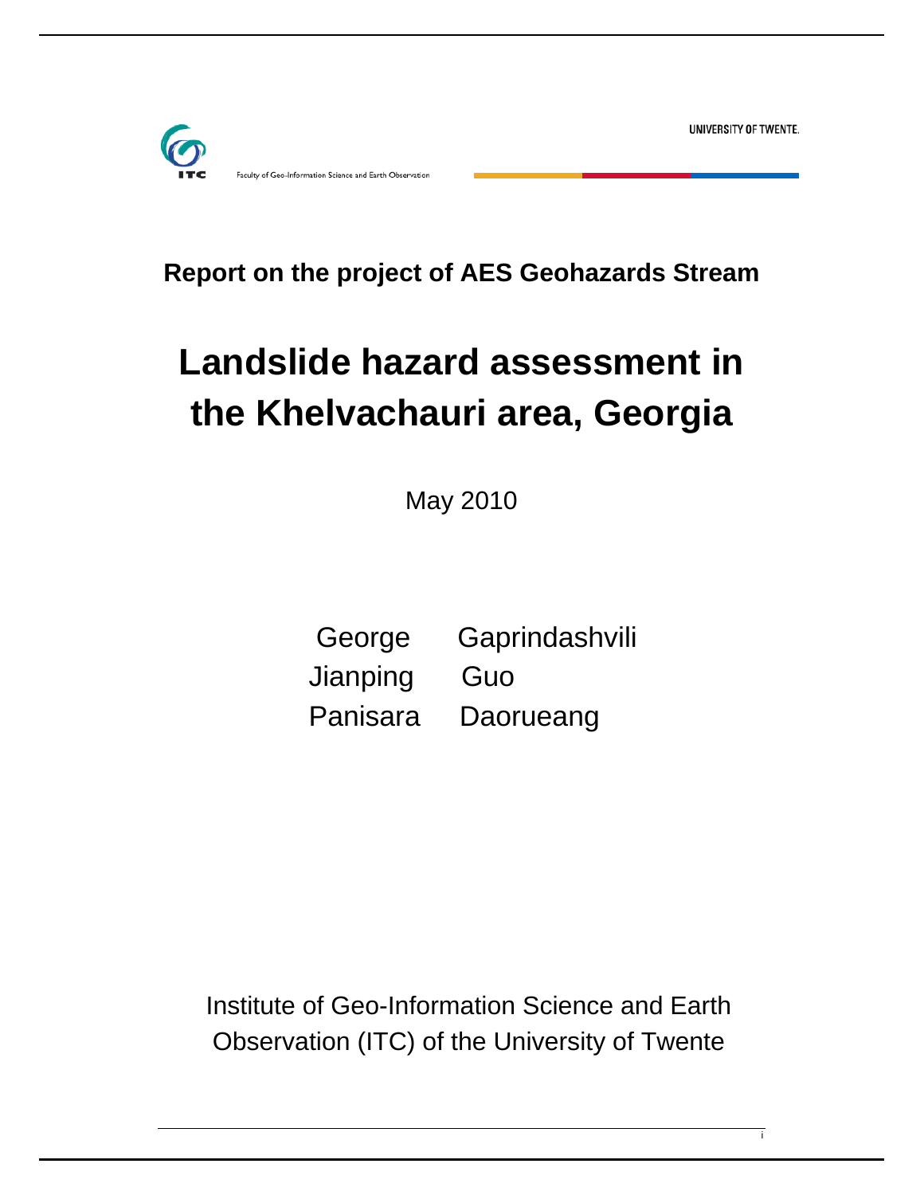UNIVERSITY OF TWENTE.

ITC

Faculty of Geo-Information Science and Earth Observation

**Report on the project of AES Geohazards Stream**

# Landslide hazard assessment in the Khelvachauri area, Georgia

May 2010

George Gaprindashvili
Jianping Guo
Panisara Daorueang

Institute of Geo-Information Science and Earth Observation (ITC) of the University of Twente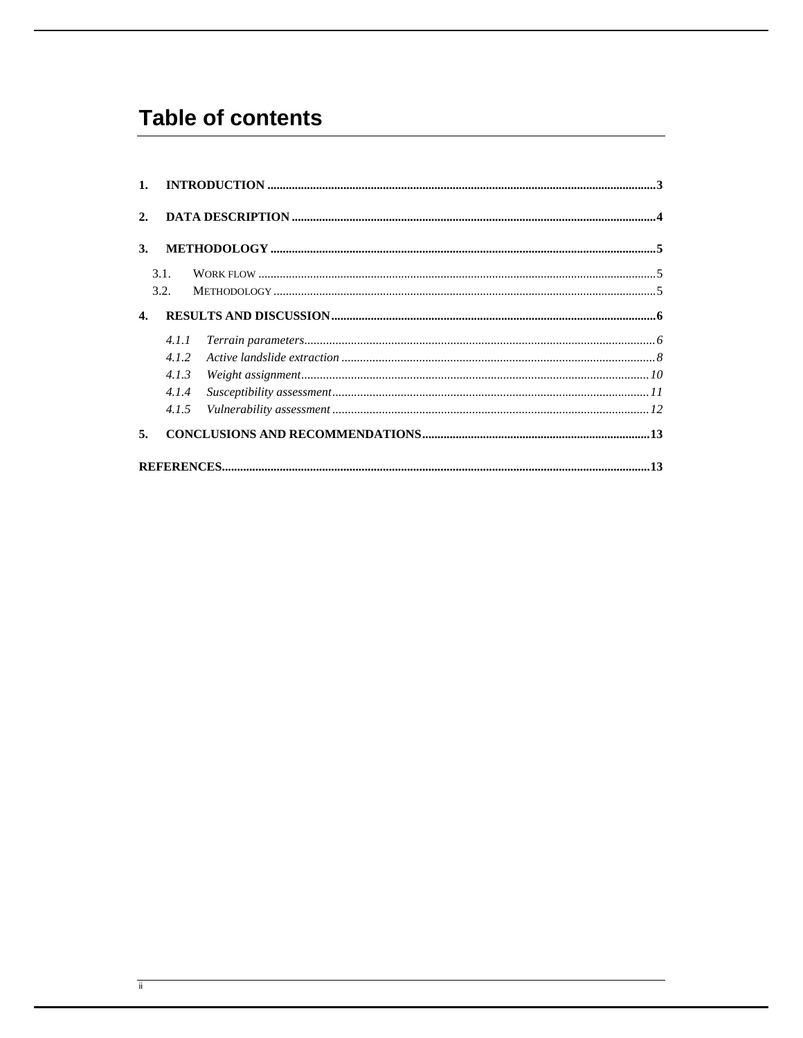# Table of contents

1. **INTRODUCTION** .......... 3
2. **DATA DESCRIPTION** .......... 4
3. **METHODOLOGY** .......... 5
   - 3.1. WORK FLOW .......... 5
   - 3.2. METHODOLOGY .......... 5
4. **RESULTS AND DISCUSSION** .......... 6
   - *4.1.1 Terrain parameters* .......... 6
   - *4.1.2 Active landslide extraction* .......... 8
   - *4.1.3 Weight assignment* .......... 10
   - *4.1.4 Susceptibility assessment* .......... 11
   - *4.1.5 Vulnerability assessment* .......... 12
5. **CONCLUSIONS AND RECOMMENDATIONS** .......... 13

**REFERENCES** .......... 13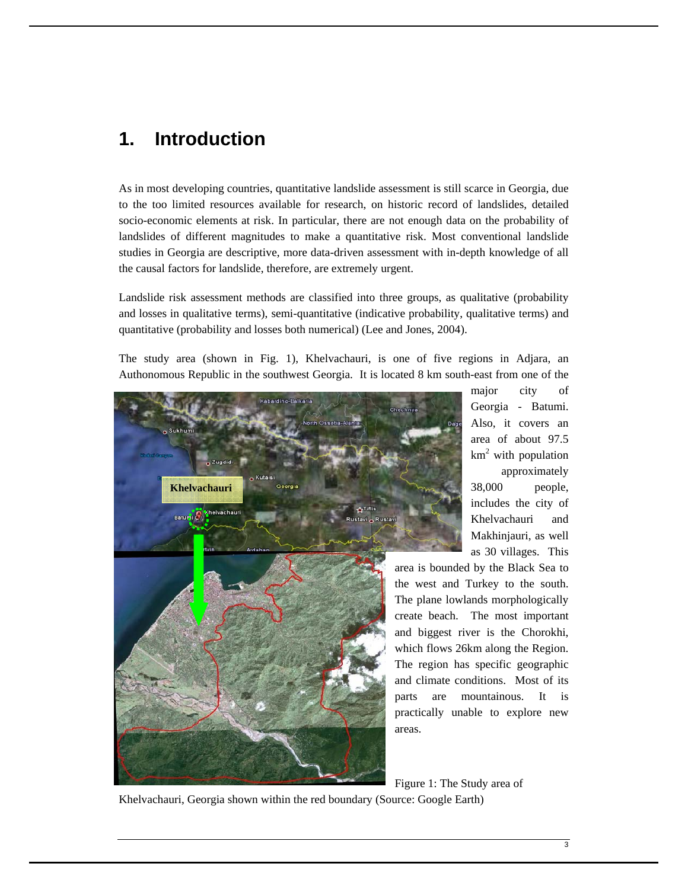# 1. Introduction

As in most developing countries, quantitative landslide assessment is still scarce in Georgia, due to the too limited resources available for research, on historic record of landslides, detailed socio-economic elements at risk. In particular, there are not enough data on the probability of landslides of different magnitudes to make a quantitative risk. Most conventional landslide studies in Georgia are descriptive, more data-driven assessment with in-depth knowledge of all the causal factors for landslide, therefore, are extremely urgent.

Landslide risk assessment methods are classified into three groups, as qualitative (probability and losses in qualitative terms), semi-quantitative (indicative probability, qualitative terms) and quantitative (probability and losses both numerical) (Lee and Jones, 2004).

The study area (shown in Fig. 1), Khelvachauri, is one of five regions in Adjara, an Authonomous Republic in the southwest Georgia. It is located 8 km south-east from one of the major city of Georgia - Batumi. Also, it covers an area of about 97.5 km$^2$ with population approximately 38,000 people, includes the city of Khelvachauri and Makhinjauri, as well as 30 villages. This area is bounded by the Black Sea to the west and Turkey to the south. The plane lowlands morphologically create beach. The most important and biggest river is the Chorokhi, which flows 26km along the Region. The region has specific geographic and climate conditions. Most of its parts are mountainous. It is practically unable to explore new areas.

Figure 1: The Study area of Khelvachauri, Georgia shown within the red boundary (Source: Google Earth)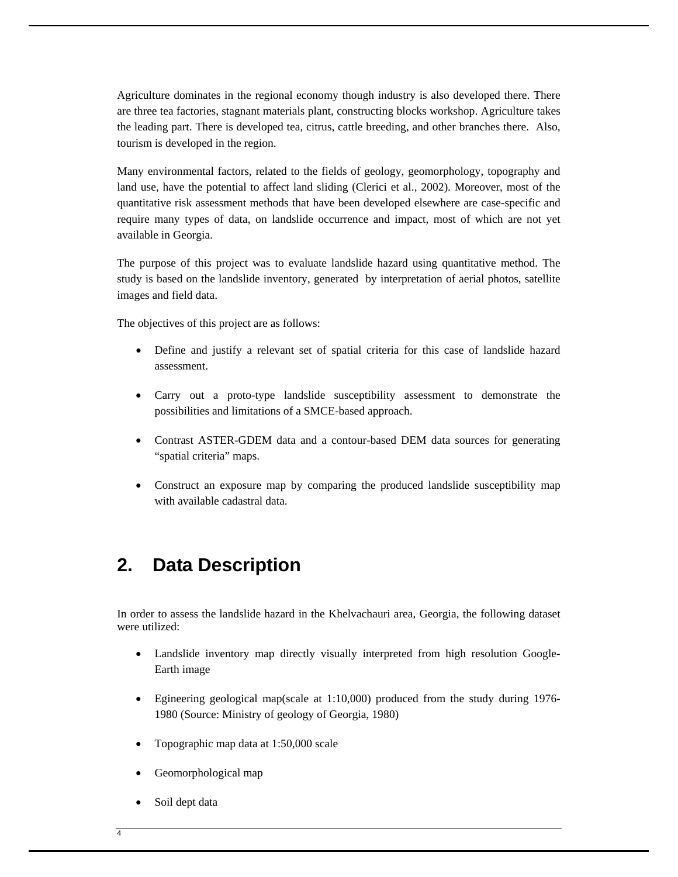Agriculture dominates in the regional economy though industry is also developed there. There are three tea factories, stagnant materials plant, constructing blocks workshop. Agriculture takes the leading part. There is developed tea, citrus, cattle breeding, and other branches there. Also, tourism is developed in the region.

Many environmental factors, related to the fields of geology, geomorphology, topography and land use, have the potential to affect land sliding (Clerici et al., 2002). Moreover, most of the quantitative risk assessment methods that have been developed elsewhere are case-specific and require many types of data, on landslide occurrence and impact, most of which are not yet available in Georgia.

The purpose of this project was to evaluate landslide hazard using quantitative method. The study is based on the landslide inventory, generated by interpretation of aerial photos, satellite images and field data.

The objectives of this project are as follows:

- Define and justify a relevant set of spatial criteria for this case of landslide hazard assessment.
- Carry out a proto-type landslide susceptibility assessment to demonstrate the possibilities and limitations of a SMCE-based approach.
- Contrast ASTER-GDEM data and a contour-based DEM data sources for generating "spatial criteria" maps.
- Construct an exposure map by comparing the produced landslide susceptibility map with available cadastral data.

## 2. Data Description

In order to assess the landslide hazard in the Khelvachauri area, Georgia, the following dataset were utilized:

- Landslide inventory map directly visually interpreted from high resolution Google-Earth image
- Egineering geological map(scale at 1:10,000) produced from the study during 1976-1980 (Source: Ministry of geology of Georgia, 1980)
- Topographic map data at 1:50,000 scale
- Geomorphological map
- Soil dept data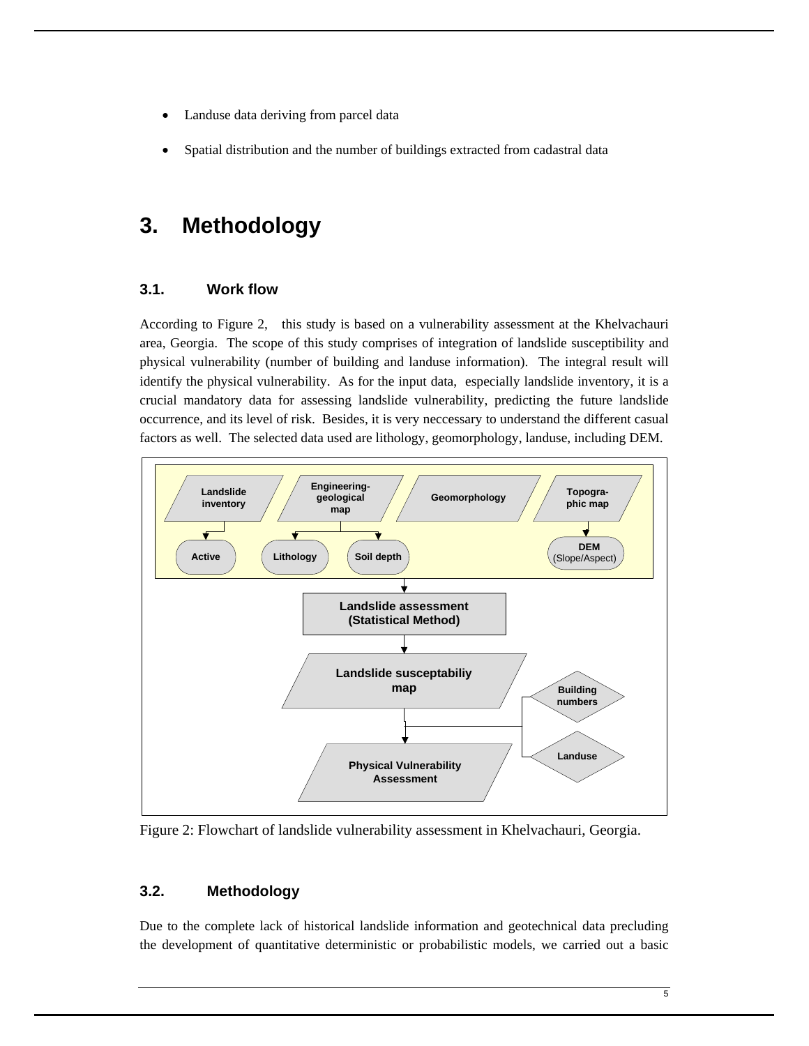- Landuse data deriving from parcel data
- Spatial distribution and the number of buildings extracted from cadastral data

# 3. Methodology

## 3.1. Work flow

According to Figure 2, this study is based on a vulnerability assessment at the Khelvachauri area, Georgia. The scope of this study comprises of integration of landslide susceptibility and physical vulnerability (number of building and landuse information). The integral result will identify the physical vulnerability. As for the input data, especially landslide inventory, it is a crucial mandatory data for assessing landslide vulnerability, predicting the future landslide occurrence, and its level of risk. Besides, it is very neccessary to understand the different casual factors as well. The selected data used are lithology, geomorphology, landuse, including DEM.

Landslide inventory → Active
Engineering-geological map → Lithology, Soil depth
Geomorphology
Topographic map → DEM (Slope/Aspect)
→ Landslide assessment (Statistical Method)
→ Landslide susceptabiliy map
→ Physical Vulnerability Assessment (with Building numbers, Landuse)

Figure 2: Flowchart of landslide vulnerability assessment in Khelvachauri, Georgia.

## 3.2. Methodology

Due to the complete lack of historical landslide information and geotechnical data precluding the development of quantitative deterministic or probabilistic models, we carried out a basic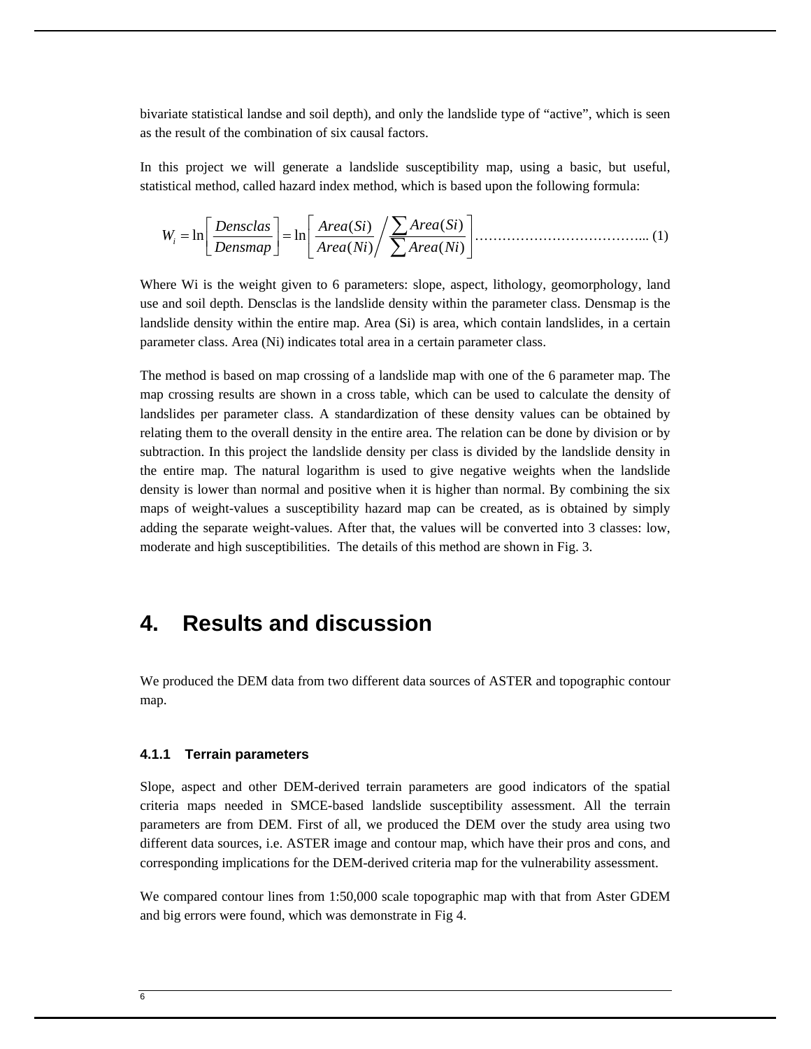bivariate statistical landse and soil depth), and only the landslide type of “active”, which is seen as the result of the combination of six causal factors.

In this project we will generate a landslide susceptibility map, using a basic, but useful, statistical method, called hazard index method, which is based upon the following formula:

$$W_i = \ln\left[\frac{Densclas}{Densmap}\right] = \ln\left[\frac{Area(Si)}{Area(Ni)} \Big/ \frac{\sum Area(Si)}{\sum Area(Ni)}\right] \quad \text{.................................... (1)}$$

Where Wi is the weight given to 6 parameters: slope, aspect, lithology, geomorphology, land use and soil depth. Densclas is the landslide density within the parameter class. Densmap is the landslide density within the entire map. Area (Si) is area, which contain landslides, in a certain parameter class. Area (Ni) indicates total area in a certain parameter class.

The method is based on map crossing of a landslide map with one of the 6 parameter map. The map crossing results are shown in a cross table, which can be used to calculate the density of landslides per parameter class. A standardization of these density values can be obtained by relating them to the overall density in the entire area. The relation can be done by division or by subtraction. In this project the landslide density per class is divided by the landslide density in the entire map. The natural logarithm is used to give negative weights when the landslide density is lower than normal and positive when it is higher than normal. By combining the six maps of weight-values a susceptibility hazard map can be created, as is obtained by simply adding the separate weight-values. After that, the values will be converted into 3 classes: low, moderate and high susceptibilities. The details of this method are shown in Fig. 3.

# 4. Results and discussion

We produced the DEM data from two different data sources of ASTER and topographic contour map.

### 4.1.1 Terrain parameters

Slope, aspect and other DEM-derived terrain parameters are good indicators of the spatial criteria maps needed in SMCE-based landslide susceptibility assessment. All the terrain parameters are from DEM. First of all, we produced the DEM over the study area using two different data sources, i.e. ASTER image and contour map, which have their pros and cons, and corresponding implications for the DEM-derived criteria map for the vulnerability assessment.

We compared contour lines from 1:50,000 scale topographic map with that from Aster GDEM and big errors were found, which was demonstrate in Fig 4.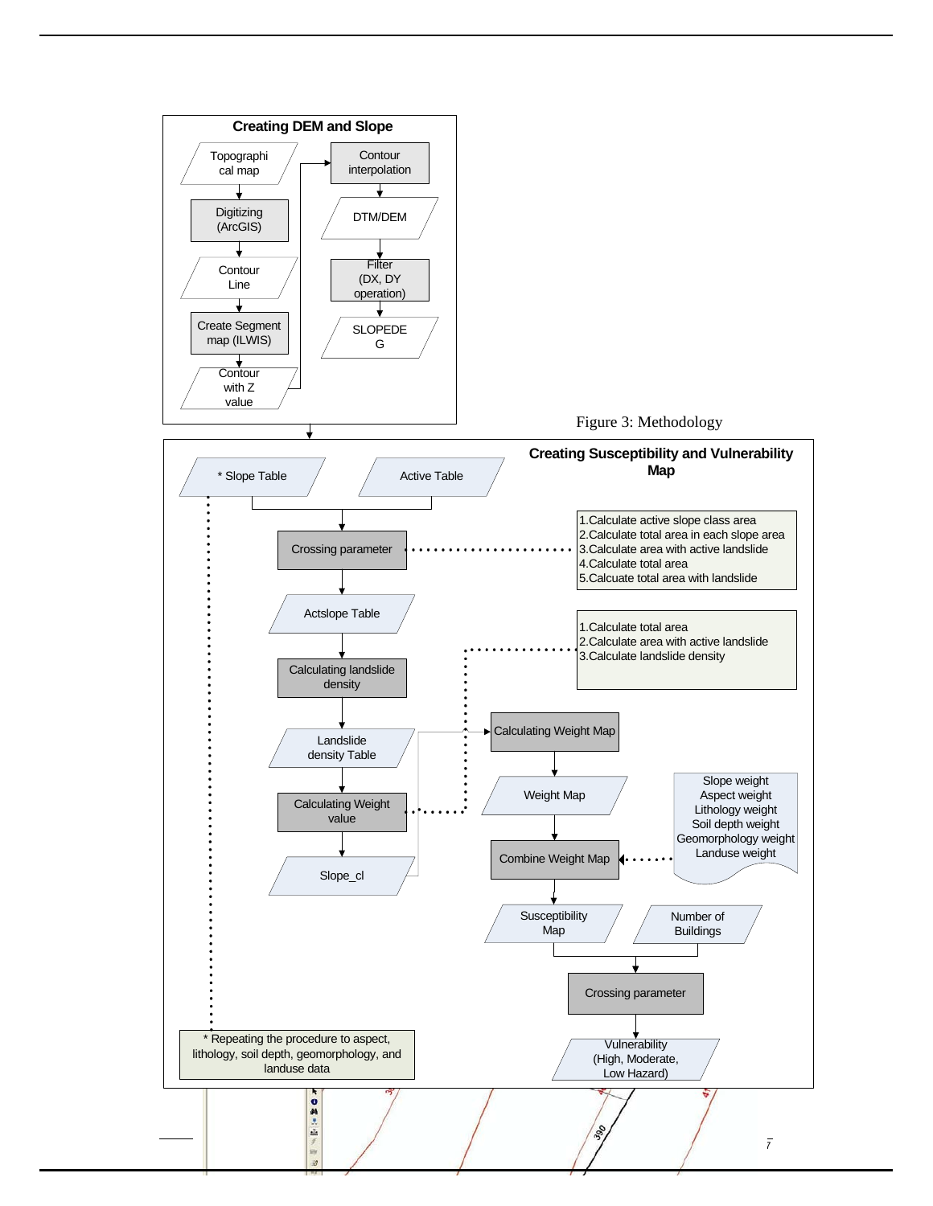### Creating DEM and Slope

Topographical map → Digitizing (ArcGIS) → Contour Line → Create Segment map (ILWIS) → Contour with Z value → Contour interpolation → DTM/DEM → Filter (DX, DY operation) → SLOPEDEG

### Creating Susceptibility and Vulnerability Map

* Slope Table + Active Table → Crossing parameter → Actslope Table → Calculating landslide density → Landslide density Table → Calculating Weight value → Slope_cl → Calculating Weight Map → Weight Map → Combine Weight Map → Susceptibility Map

Susceptibility Map + Number of Buildings → Crossing parameter → Vulnerability (High, Moderate, Low Hazard)

Crossing parameter:

1. Calculate active slope class area
2. Calculate total area in each slope area
3. Calculate area with active landslide
4. Calculate total area
5. Calcuate total area with landslide

Calculating landslide density / Calculating Weight value:

1. Calculate total area
2. Calculate area with active landslide
3. Calculate landslide density

Combine Weight Map inputs:

- Slope weight
- Aspect weight
- Lithology weight
- Soil depth weight
- Geomorphology weight
- Landuse weight

\* Repeating the procedure to aspect, lithology, soil depth, geomorphology, and landuse data

Figure 3: Methodology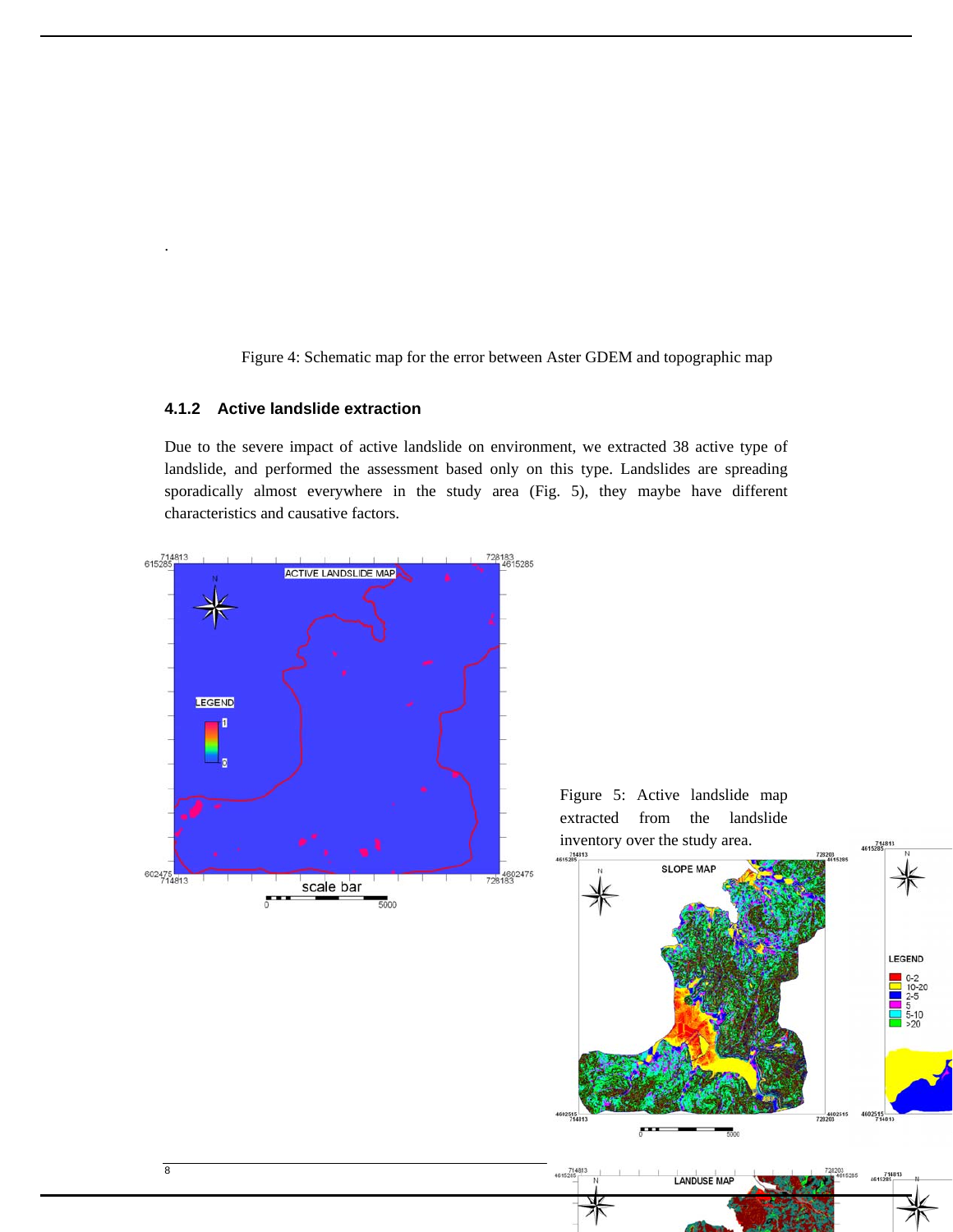.

Figure 4: Schematic map for the error between Aster GDEM and topographic map

### 4.1.2 Active landslide extraction

Due to the severe impact of active landslide on environment, we extracted 38 active type of landslide, and performed the assessment based only on this type. Landslides are spreading sporadically almost everywhere in the study area (Fig. 5), they maybe have different characteristics and causative factors.

Figure 5: Active landslide map extracted from the landslide inventory over the study area.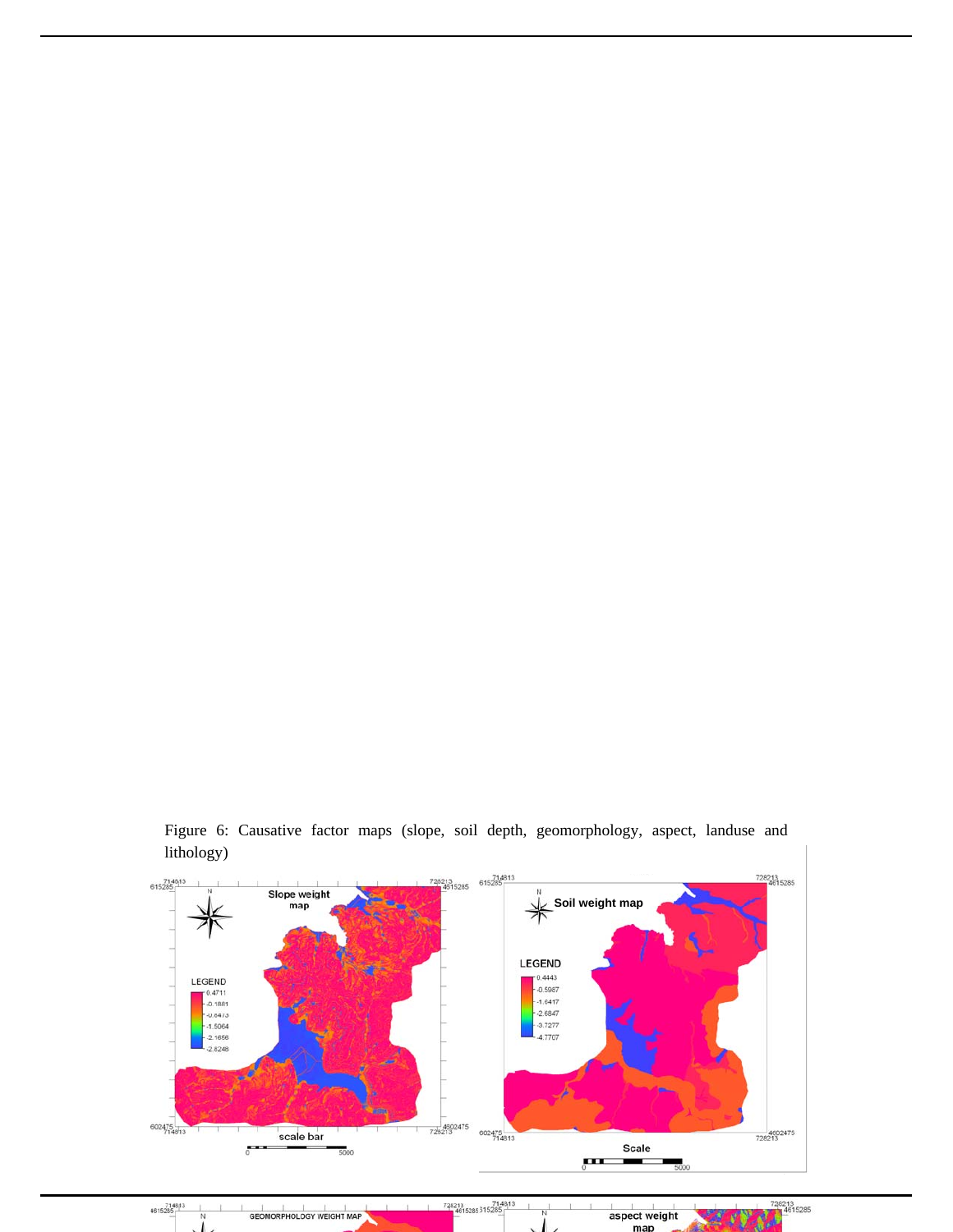Figure 6: Causative factor maps (slope, soil depth, geomorphology, aspect, landuse and lithology)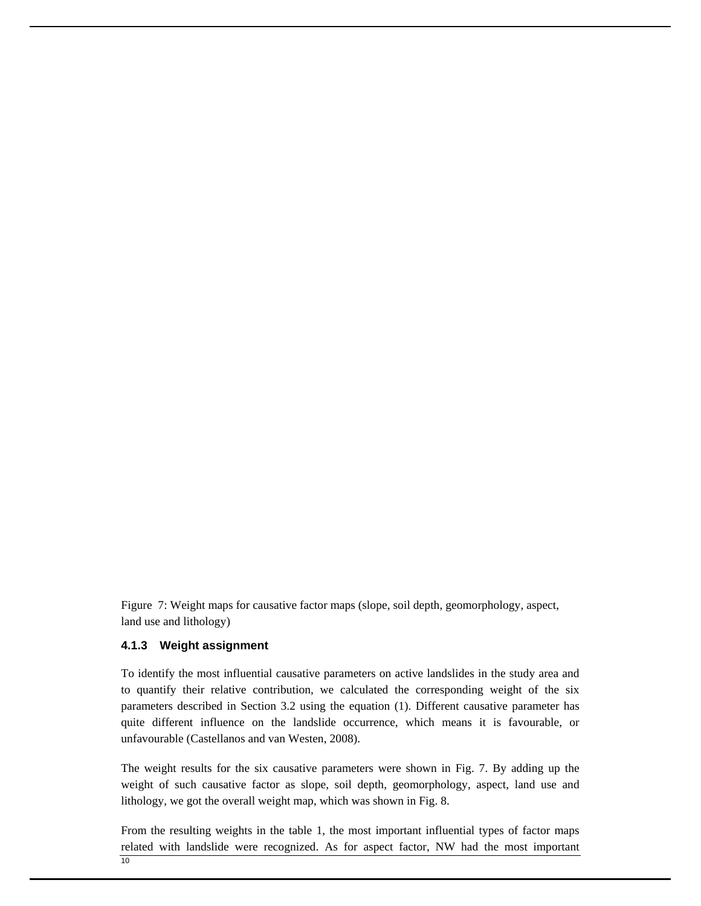Figure 7: Weight maps for causative factor maps (slope, soil depth, geomorphology, aspect, land use and lithology)

### 4.1.3 Weight assignment

To identify the most influential causative parameters on active landslides in the study area and to quantify their relative contribution, we calculated the corresponding weight of the six parameters described in Section 3.2 using the equation (1). Different causative parameter has quite different influence on the landslide occurrence, which means it is favourable, or unfavourable (Castellanos and van Westen, 2008).

The weight results for the six causative parameters were shown in Fig. 7. By adding up the weight of such causative factor as slope, soil depth, geomorphology, aspect, land use and lithology, we got the overall weight map, which was shown in Fig. 8.

From the resulting weights in the table 1, the most important influential types of factor maps related with landslide were recognized. As for aspect factor, NW had the most important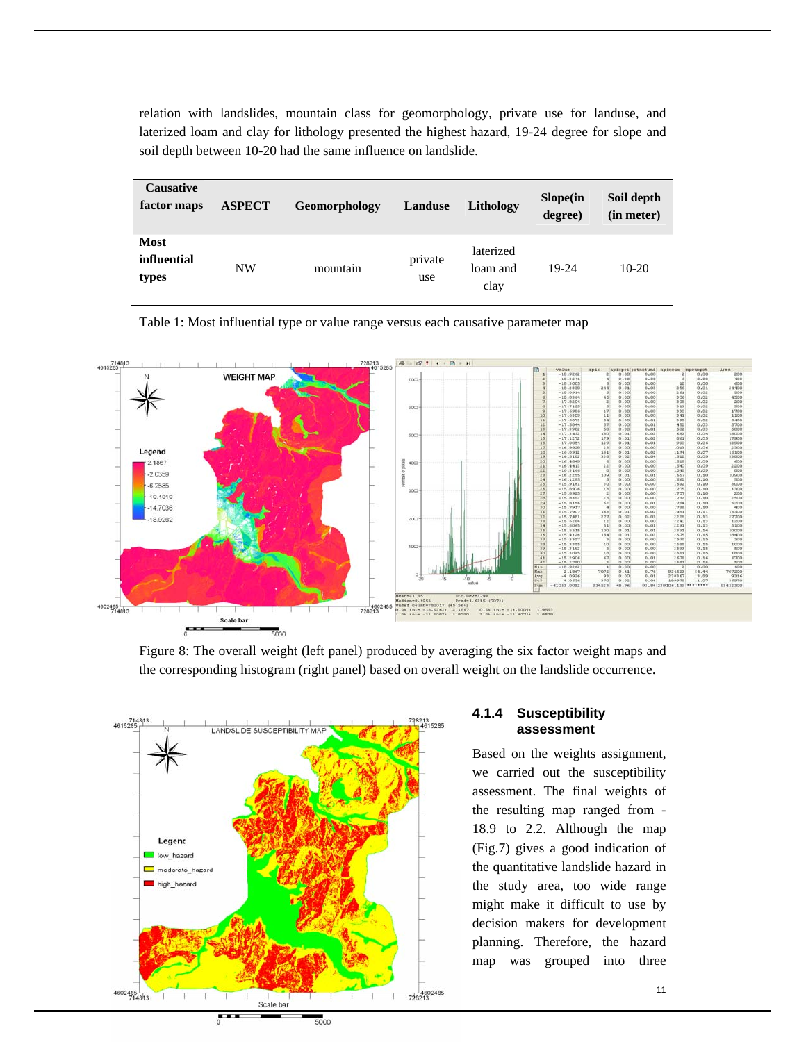relation with landslides, mountain class for geomorphology, private use for landuse, and laterized loam and clay for lithology presented the highest hazard, 19-24 degree for slope and soil depth between 10-20 had the same influence on landslide.

| Causative factor maps | ASPECT | Geomorphology | Landuse | Lithology | Slope(in degree) | Soil depth (in meter) |
|---|---|---|---|---|---|---|
| **Most influential types** | NW | mountain | private use | laterized loam and clay | 19-24 | 10-20 |

Table 1: Most influential type or value range versus each causative parameter map

Figure 8: The overall weight (left panel) produced by averaging the six factor weight maps and the corresponding histogram (right panel) based on overall weight on the landslide occurrence.

### 4.1.4 Susceptibility assessment

Based on the weights assignment, we carried out the susceptibility assessment. The final weights of the resulting map ranged from -18.9 to 2.2. Although the map (Fig.7) gives a good indication of the quantitative landslide hazard in the study area, too wide range might make it difficult to use by decision makers for development planning. Therefore, the hazard map was grouped into three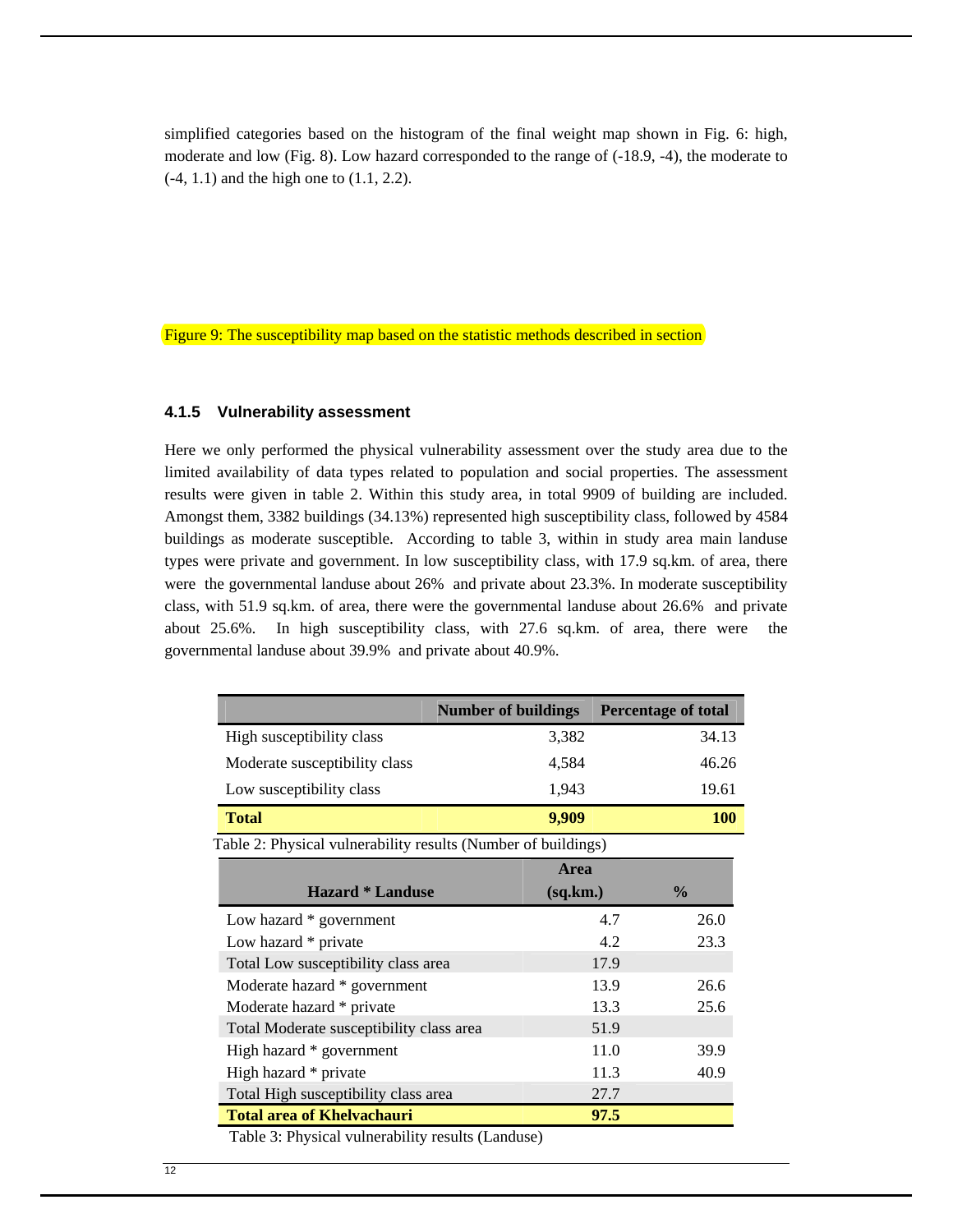simplified categories based on the histogram of the final weight map shown in Fig. 6: high, moderate and low (Fig. 8). Low hazard corresponded to the range of (-18.9, -4), the moderate to (-4, 1.1) and the high one to (1.1, 2.2).

Figure 9: The susceptibility map based on the statistic methods described in section

### 4.1.5 Vulnerability assessment

Here we only performed the physical vulnerability assessment over the study area due to the limited availability of data types related to population and social properties. The assessment results were given in table 2. Within this study area, in total 9909 of building are included. Amongst them, 3382 buildings (34.13%) represented high susceptibility class, followed by 4584 buildings as moderate susceptible. According to table 3, within in study area main landuse types were private and government. In low susceptibility class, with 17.9 sq.km. of area, there were the governmental landuse about 26% and private about 23.3%. In moderate susceptibility class, with 51.9 sq.km. of area, there were the governmental landuse about 26.6% and private about 25.6%. In high susceptibility class, with 27.6 sq.km. of area, there were the governmental landuse about 39.9% and private about 40.9%.

| | Number of buildings | Percentage of total |
|---|---|---|
| High susceptibility class | 3,382 | 34.13 |
| Moderate susceptibility class | 4,584 | 46.26 |
| Low susceptibility class | 1,943 | 19.61 |
| **Total** | **9,909** | **100** |

Table 2: Physical vulnerability results (Number of buildings)

| Hazard * Landuse | Area (sq.km.) | % |
|---|---|---|
| Low hazard * government | 4.7 | 26.0 |
| Low hazard * private | 4.2 | 23.3 |
| Total Low susceptibility class area | 17.9 | |
| Moderate hazard * government | 13.9 | 26.6 |
| Moderate hazard * private | 13.3 | 25.6 |
| Total Moderate susceptibility class area | 51.9 | |
| High hazard * government | 11.0 | 39.9 |
| High hazard * private | 11.3 | 40.9 |
| Total High susceptibility class area | 27.7 | |
| **Total area of Khelvachauri** | **97.5** | |

Table 3: Physical vulnerability results (Landuse)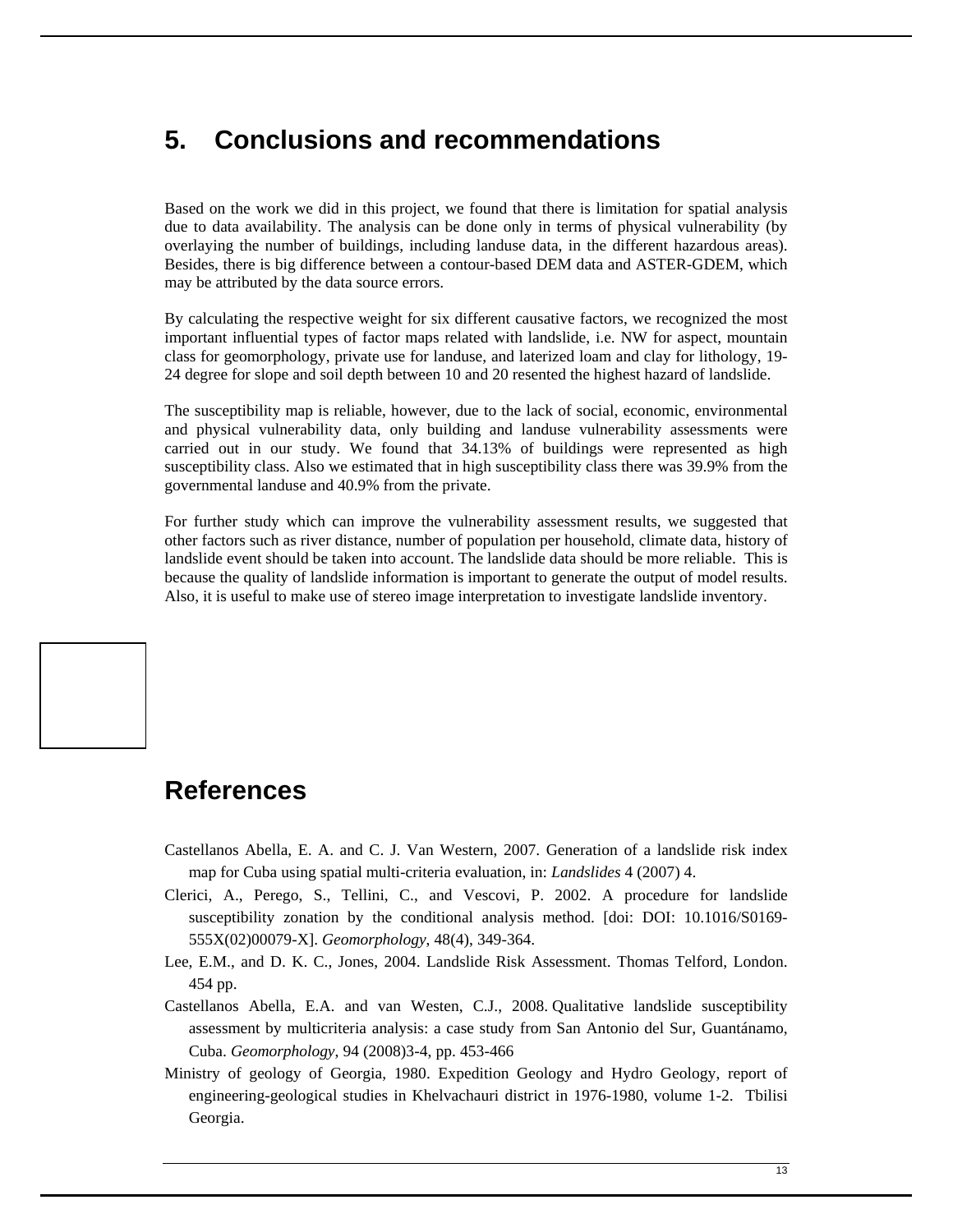# 5. Conclusions and recommendations

Based on the work we did in this project, we found that there is limitation for spatial analysis due to data availability. The analysis can be done only in terms of physical vulnerability (by overlaying the number of buildings, including landuse data, in the different hazardous areas). Besides, there is big difference between a contour-based DEM data and ASTER-GDEM, which may be attributed by the data source errors.

By calculating the respective weight for six different causative factors, we recognized the most important influential types of factor maps related with landslide, i.e. NW for aspect, mountain class for geomorphology, private use for landuse, and laterized loam and clay for lithology, 19-24 degree for slope and soil depth between 10 and 20 resented the highest hazard of landslide.

The susceptibility map is reliable, however, due to the lack of social, economic, environmental and physical vulnerability data, only building and landuse vulnerability assessments were carried out in our study. We found that 34.13% of buildings were represented as high susceptibility class. Also we estimated that in high susceptibility class there was 39.9% from the governmental landuse and 40.9% from the private.

For further study which can improve the vulnerability assessment results, we suggested that other factors such as river distance, number of population per household, climate data, history of landslide event should be taken into account. The landslide data should be more reliable. This is because the quality of landslide information is important to generate the output of model results. Also, it is useful to make use of stereo image interpretation to investigate landslide inventory.

# References

Castellanos Abella, E. A. and C. J. Van Western, 2007. Generation of a landslide risk index map for Cuba using spatial multi-criteria evaluation, in: *Landslides* 4 (2007) 4.

Clerici, A., Perego, S., Tellini, C., and Vescovi, P. 2002. A procedure for landslide susceptibility zonation by the conditional analysis method. [doi: DOI: 10.1016/S0169-555X(02)00079-X]. *Geomorphology*, 48(4), 349-364.

Lee, E.M., and D. K. C., Jones, 2004. Landslide Risk Assessment. Thomas Telford, London. 454 pp.

Castellanos Abella, E.A. and van Westen, C.J., 2008. Qualitative landslide susceptibility assessment by multicriteria analysis: a case study from San Antonio del Sur, Guantánamo, Cuba. *Geomorphology*, 94 (2008)3-4, pp. 453-466

Ministry of geology of Georgia, 1980. Expedition Geology and Hydro Geology, report of engineering-geological studies in Khelvachauri district in 1976-1980, volume 1-2. Tbilisi Georgia.